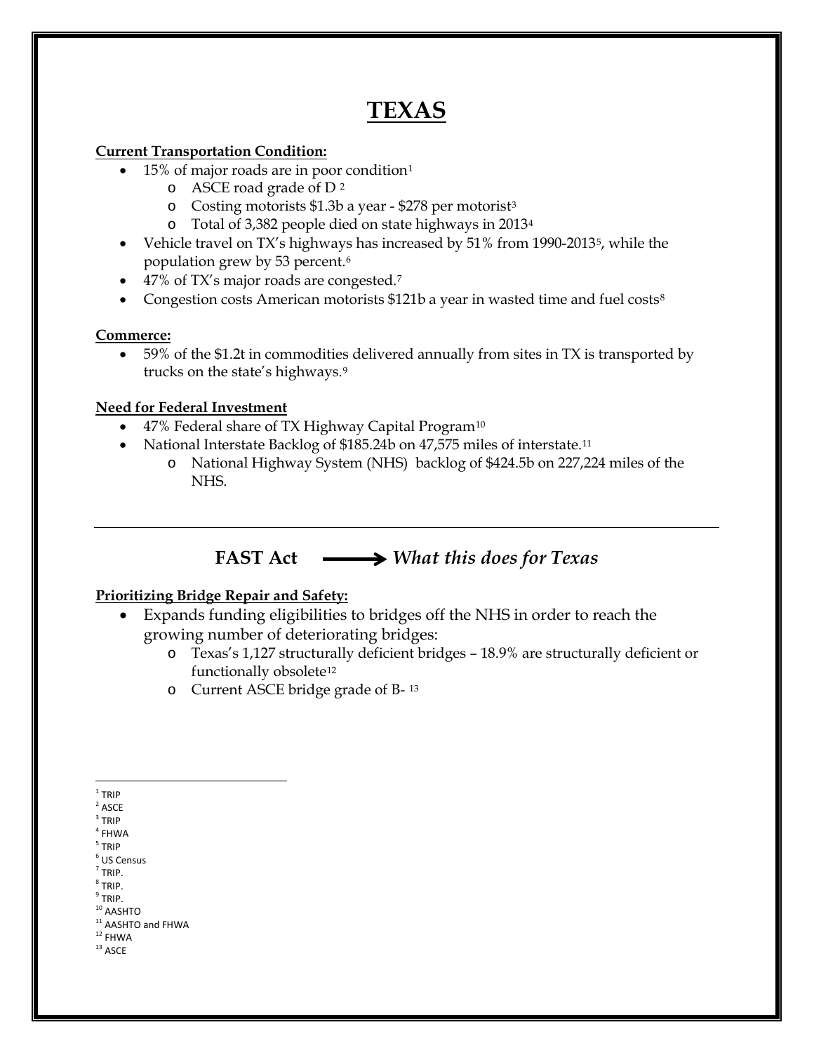# TEXAS

**Current Transportation Condition:**

- 15% of major roads are in poor condition[1]
  - ASCE road grade of D [2]
  - Costing motorists $1.3b a year - $278 per motorist[3]
  - Total of 3,382 people died on state highways in 2013[4]
- Vehicle travel on TX's highways has increased by 51% from 1990-2013[5], while the population grew by 53 percent.[6]
- 47% of TX's major roads are congested.[7]
- Congestion costs American motorists $121b a year in wasted time and fuel costs[8]

**Commerce:**

- 59% of the $1.2t in commodities delivered annually from sites in TX is transported by trucks on the state's highways.[9]

**Need for Federal Investment**

- 47% Federal share of TX Highway Capital Program[10]
- National Interstate Backlog of $185.24b on 47,575 miles of interstate.[11]
  - National Highway System (NHS) backlog of $424.5b on 227,224 miles of the NHS.

---

## FAST Act ⟶ *What this does for Texas*

**Prioritizing Bridge Repair and Safety:**

- Expands funding eligibilities to bridges off the NHS in order to reach the growing number of deteriorating bridges:
  - Texas's 1,127 structurally deficient bridges – 18.9% are structurally deficient or functionally obsolete[12]
  - Current ASCE bridge grade of B- [13]

---

[1] TRIP
[2] ASCE
[3] TRIP
[4] FHWA
[5] TRIP
[6] US Census
[7] TRIP.
[8] TRIP.
[9] TRIP.
[10] AASHTO
[11] AASHTO and FHWA
[12] FHWA
[13] ASCE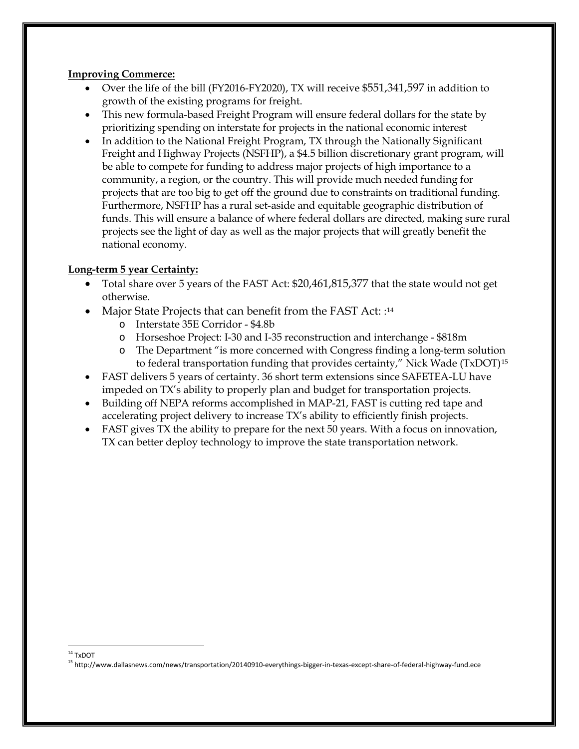**Improving Commerce:**

- Over the life of the bill (FY2016-FY2020), TX will receive $551,341,597 in addition to growth of the existing programs for freight.
- This new formula-based Freight Program will ensure federal dollars for the state by prioritizing spending on interstate for projects in the national economic interest
- In addition to the National Freight Program, TX through the Nationally Significant Freight and Highway Projects (NSFHP), a $4.5 billion discretionary grant program, will be able to compete for funding to address major projects of high importance to a community, a region, or the country. This will provide much needed funding for projects that are too big to get off the ground due to constraints on traditional funding. Furthermore, NSFHP has a rural set-aside and equitable geographic distribution of funds. This will ensure a balance of where federal dollars are directed, making sure rural projects see the light of day as well as the major projects that will greatly benefit the national economy.

**Long-term 5 year Certainty:**

- Total share over 5 years of the FAST Act: $20,461,815,377 that the state would not get otherwise.
- Major State Projects that can benefit from the FAST Act: :[14]
  - Interstate 35E Corridor - $4.8b
  - Horseshoe Project: I-30 and I-35 reconstruction and interchange - $818m
  - The Department "is more concerned with Congress finding a long-term solution to federal transportation funding that provides certainty," Nick Wade (TxDOT)[15]
- FAST delivers 5 years of certainty. 36 short term extensions since SAFETEA-LU have impeded on TX's ability to properly plan and budget for transportation projects.
- Building off NEPA reforms accomplished in MAP-21, FAST is cutting red tape and accelerating project delivery to increase TX's ability to efficiently finish projects.
- FAST gives TX the ability to prepare for the next 50 years. With a focus on innovation, TX can better deploy technology to improve the state transportation network.

[14] TxDOT

[15] http://www.dallasnews.com/news/transportation/20140910-everythings-bigger-in-texas-except-share-of-federal-highway-fund.ece